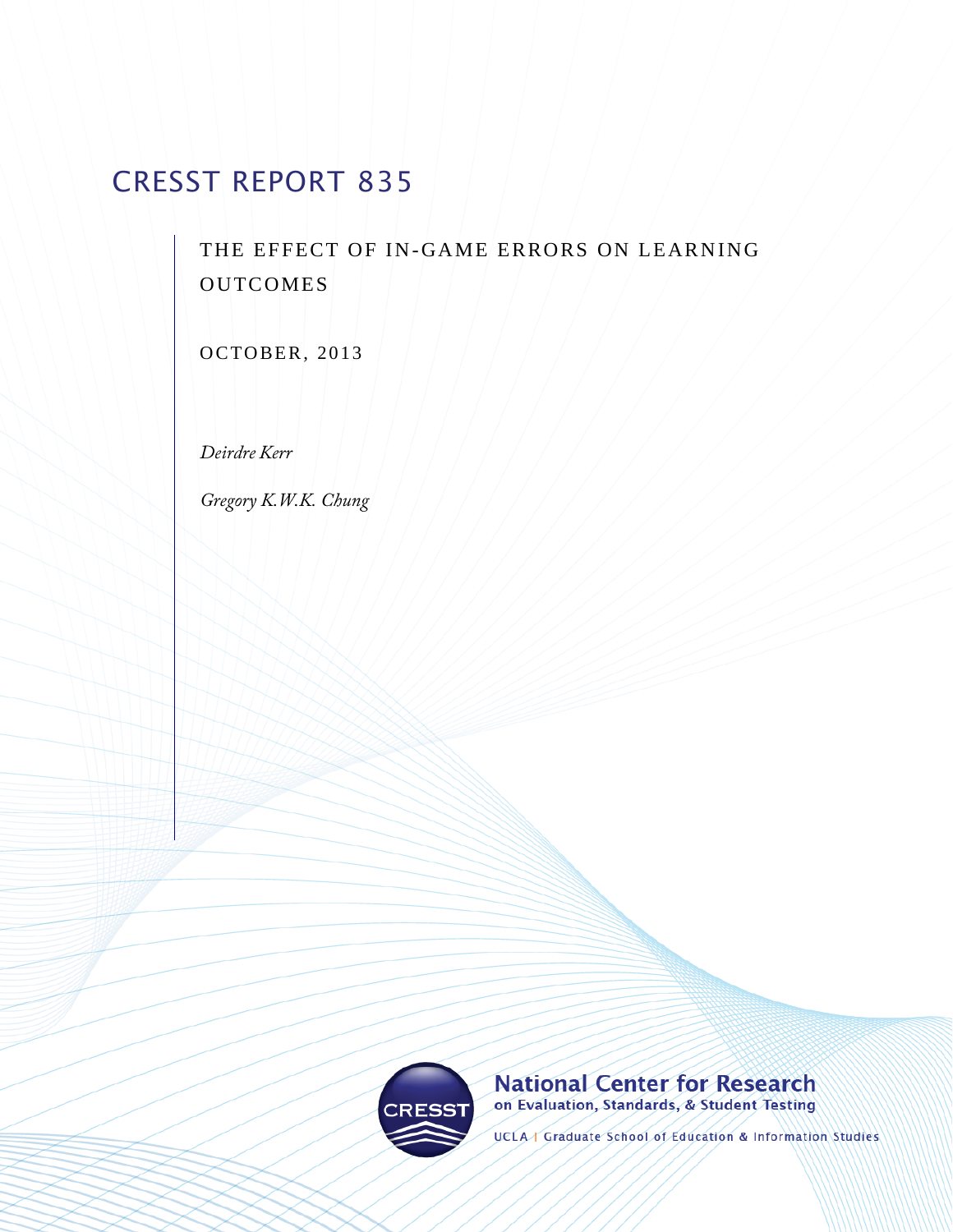# CRESST REPORT 835

## THE EFFECT OF IN-GAME ERRORS ON LEARNING OUTCOMES

OCTOBER, 2013

*Deirdre Kerr*

*Gregory K.W.K. Chung*

National Center for Research on Evaluation, Standards, & Student Testing

UCLA | Graduate School of Education & Information Studies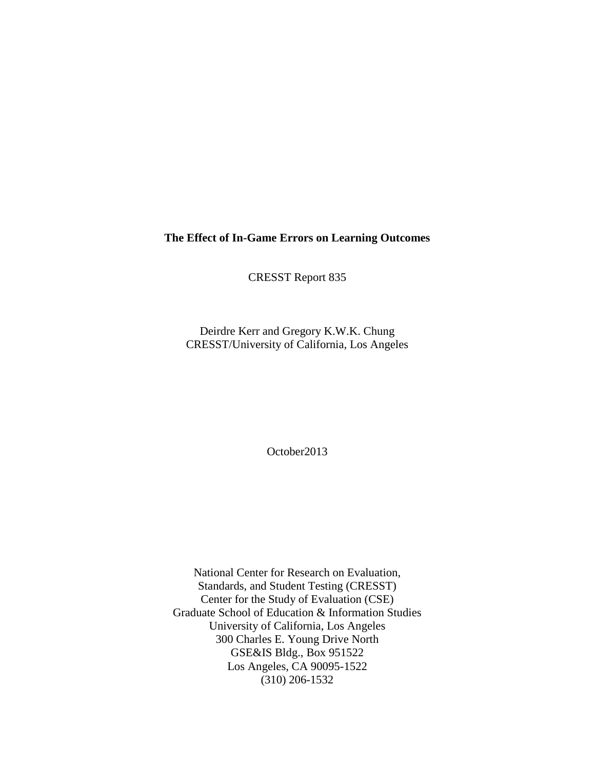**The Effect of In-Game Errors on Learning Outcomes**

CRESST Report 835

Deirdre Kerr and Gregory K.W.K. Chung
CRESST/University of California, Los Angeles

October2013

National Center for Research on Evaluation,
Standards, and Student Testing (CRESST)
Center for the Study of Evaluation (CSE)
Graduate School of Education & Information Studies
University of California, Los Angeles
300 Charles E. Young Drive North
GSE&IS Bldg., Box 951522
Los Angeles, CA 90095-1522
(310) 206-1532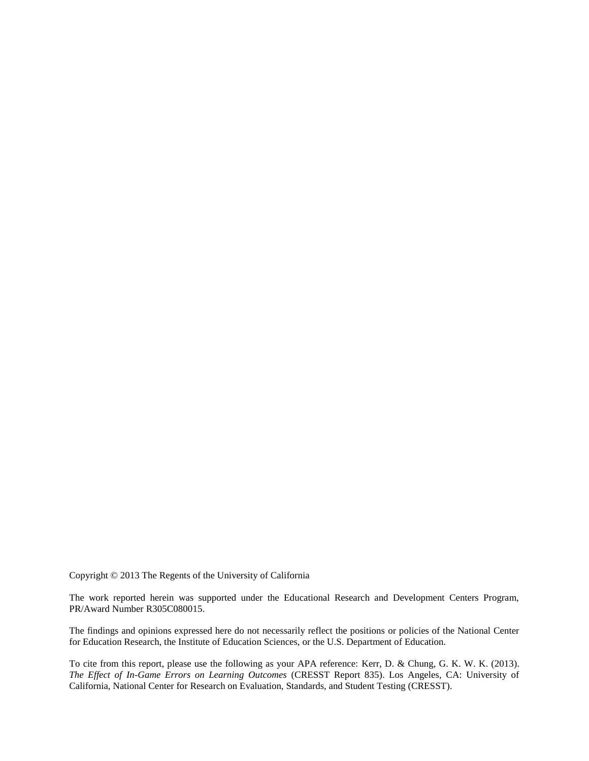Copyright © 2013 The Regents of the University of California

The work reported herein was supported under the Educational Research and Development Centers Program, PR/Award Number R305C080015.

The findings and opinions expressed here do not necessarily reflect the positions or policies of the National Center for Education Research, the Institute of Education Sciences, or the U.S. Department of Education.

To cite from this report, please use the following as your APA reference: Kerr, D. & Chung, G. K. W. K. (2013). *The Effect of In-Game Errors on Learning Outcomes* (CRESST Report 835). Los Angeles, CA: University of California, National Center for Research on Evaluation, Standards, and Student Testing (CRESST).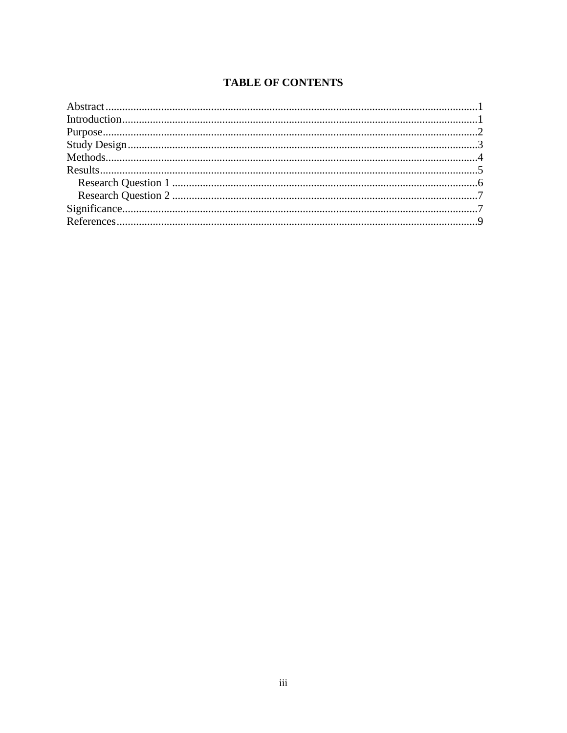# TABLE OF CONTENTS

Abstract......1
Introduction......1
Purpose......2
Study Design......3
Methods......4
Results......5
  Research Question 1......6
  Research Question 2......7
Significance......7
References......9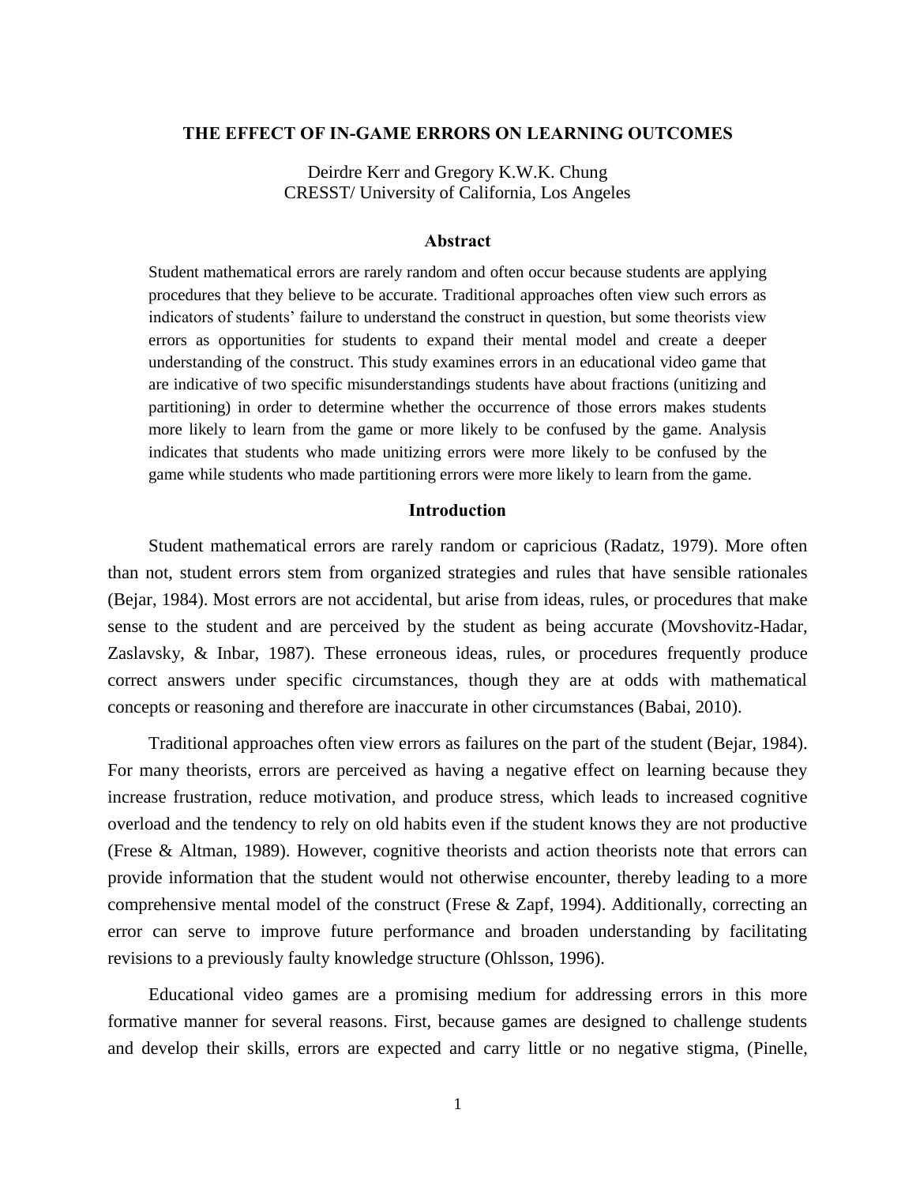# THE EFFECT OF IN-GAME ERRORS ON LEARNING OUTCOMES

Deirdre Kerr and Gregory K.W.K. Chung
CRESST/ University of California, Los Angeles

## Abstract

Student mathematical errors are rarely random and often occur because students are applying procedures that they believe to be accurate. Traditional approaches often view such errors as indicators of students' failure to understand the construct in question, but some theorists view errors as opportunities for students to expand their mental model and create a deeper understanding of the construct. This study examines errors in an educational video game that are indicative of two specific misunderstandings students have about fractions (unitizing and partitioning) in order to determine whether the occurrence of those errors makes students more likely to learn from the game or more likely to be confused by the game. Analysis indicates that students who made unitizing errors were more likely to be confused by the game while students who made partitioning errors were more likely to learn from the game.

## Introduction

Student mathematical errors are rarely random or capricious (Radatz, 1979). More often than not, student errors stem from organized strategies and rules that have sensible rationales (Bejar, 1984). Most errors are not accidental, but arise from ideas, rules, or procedures that make sense to the student and are perceived by the student as being accurate (Movshovitz-Hadar, Zaslavsky, & Inbar, 1987). These erroneous ideas, rules, or procedures frequently produce correct answers under specific circumstances, though they are at odds with mathematical concepts or reasoning and therefore are inaccurate in other circumstances (Babai, 2010).

Traditional approaches often view errors as failures on the part of the student (Bejar, 1984). For many theorists, errors are perceived as having a negative effect on learning because they increase frustration, reduce motivation, and produce stress, which leads to increased cognitive overload and the tendency to rely on old habits even if the student knows they are not productive (Frese & Altman, 1989). However, cognitive theorists and action theorists note that errors can provide information that the student would not otherwise encounter, thereby leading to a more comprehensive mental model of the construct (Frese & Zapf, 1994). Additionally, correcting an error can serve to improve future performance and broaden understanding by facilitating revisions to a previously faulty knowledge structure (Ohlsson, 1996).

Educational video games are a promising medium for addressing errors in this more formative manner for several reasons. First, because games are designed to challenge students and develop their skills, errors are expected and carry little or no negative stigma, (Pinelle,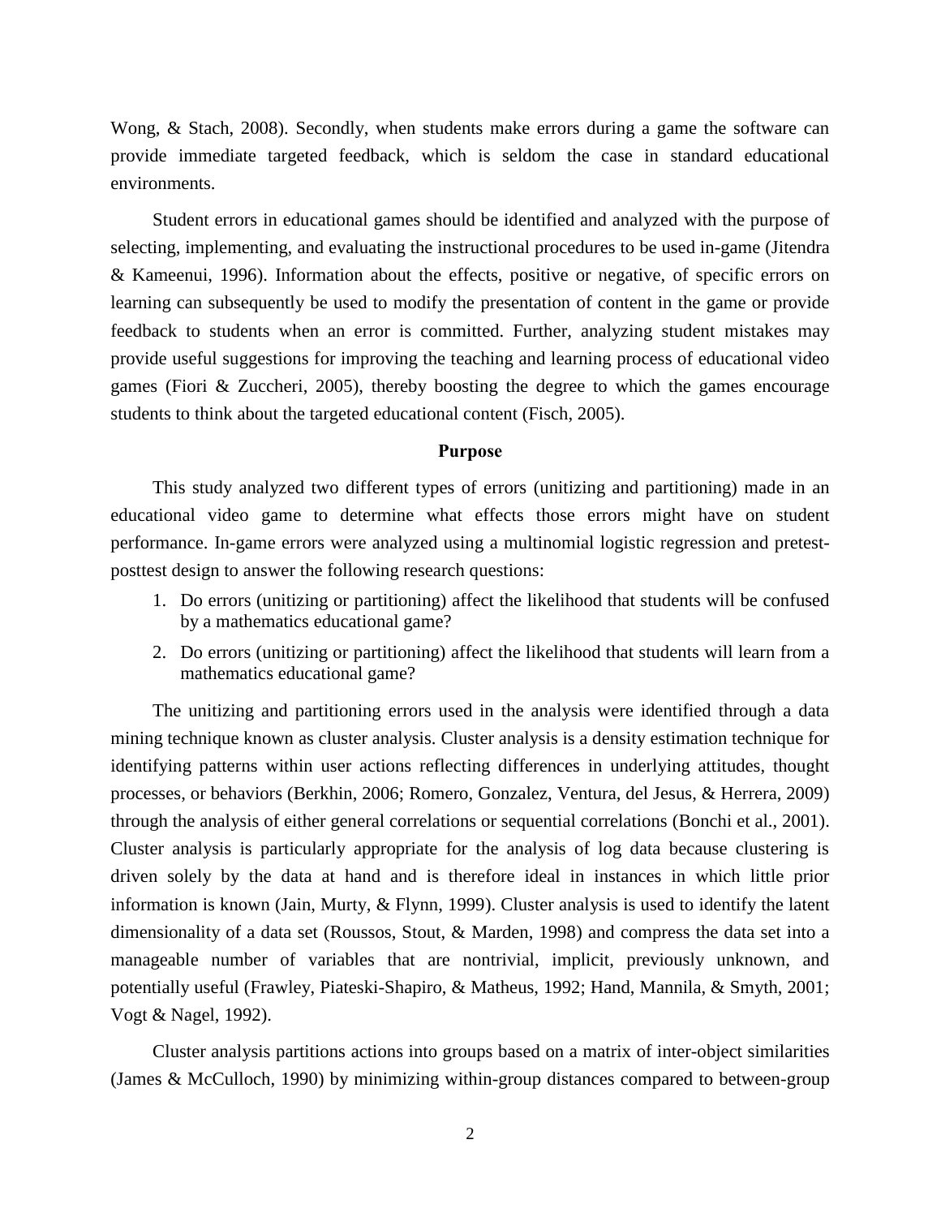Wong, & Stach, 2008). Secondly, when students make errors during a game the software can provide immediate targeted feedback, which is seldom the case in standard educational environments.

Student errors in educational games should be identified and analyzed with the purpose of selecting, implementing, and evaluating the instructional procedures to be used in-game (Jitendra & Kameenui, 1996). Information about the effects, positive or negative, of specific errors on learning can subsequently be used to modify the presentation of content in the game or provide feedback to students when an error is committed. Further, analyzing student mistakes may provide useful suggestions for improving the teaching and learning process of educational video games (Fiori & Zuccheri, 2005), thereby boosting the degree to which the games encourage students to think about the targeted educational content (Fisch, 2005).

## Purpose

This study analyzed two different types of errors (unitizing and partitioning) made in an educational video game to determine what effects those errors might have on student performance. In-game errors were analyzed using a multinomial logistic regression and pretest-posttest design to answer the following research questions:

1. Do errors (unitizing or partitioning) affect the likelihood that students will be confused by a mathematics educational game?
2. Do errors (unitizing or partitioning) affect the likelihood that students will learn from a mathematics educational game?

The unitizing and partitioning errors used in the analysis were identified through a data mining technique known as cluster analysis. Cluster analysis is a density estimation technique for identifying patterns within user actions reflecting differences in underlying attitudes, thought processes, or behaviors (Berkhin, 2006; Romero, Gonzalez, Ventura, del Jesus, & Herrera, 2009) through the analysis of either general correlations or sequential correlations (Bonchi et al., 2001). Cluster analysis is particularly appropriate for the analysis of log data because clustering is driven solely by the data at hand and is therefore ideal in instances in which little prior information is known (Jain, Murty, & Flynn, 1999). Cluster analysis is used to identify the latent dimensionality of a data set (Roussos, Stout, & Marden, 1998) and compress the data set into a manageable number of variables that are nontrivial, implicit, previously unknown, and potentially useful (Frawley, Piateski-Shapiro, & Matheus, 1992; Hand, Mannila, & Smyth, 2001; Vogt & Nagel, 1992).

Cluster analysis partitions actions into groups based on a matrix of inter-object similarities (James & McCulloch, 1990) by minimizing within-group distances compared to between-group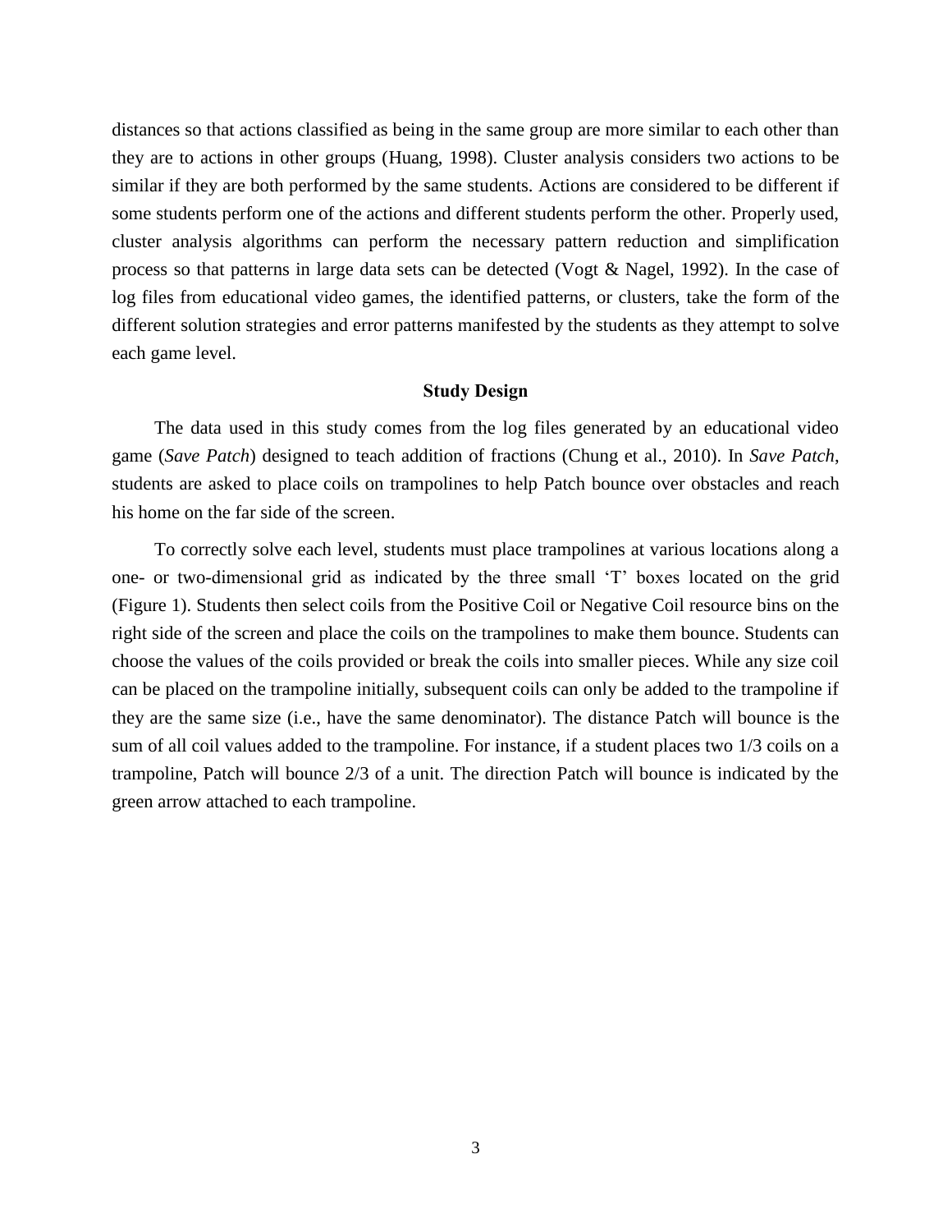distances so that actions classified as being in the same group are more similar to each other than they are to actions in other groups (Huang, 1998). Cluster analysis considers two actions to be similar if they are both performed by the same students. Actions are considered to be different if some students perform one of the actions and different students perform the other. Properly used, cluster analysis algorithms can perform the necessary pattern reduction and simplification process so that patterns in large data sets can be detected (Vogt & Nagel, 1992). In the case of log files from educational video games, the identified patterns, or clusters, take the form of the different solution strategies and error patterns manifested by the students as they attempt to solve each game level.

## Study Design

The data used in this study comes from the log files generated by an educational video game (*Save Patch*) designed to teach addition of fractions (Chung et al., 2010). In *Save Patch*, students are asked to place coils on trampolines to help Patch bounce over obstacles and reach his home on the far side of the screen.

To correctly solve each level, students must place trampolines at various locations along a one- or two-dimensional grid as indicated by the three small 'T' boxes located on the grid (Figure 1). Students then select coils from the Positive Coil or Negative Coil resource bins on the right side of the screen and place the coils on the trampolines to make them bounce. Students can choose the values of the coils provided or break the coils into smaller pieces. While any size coil can be placed on the trampoline initially, subsequent coils can only be added to the trampoline if they are the same size (i.e., have the same denominator). The distance Patch will bounce is the sum of all coil values added to the trampoline. For instance, if a student places two 1/3 coils on a trampoline, Patch will bounce 2/3 of a unit. The direction Patch will bounce is indicated by the green arrow attached to each trampoline.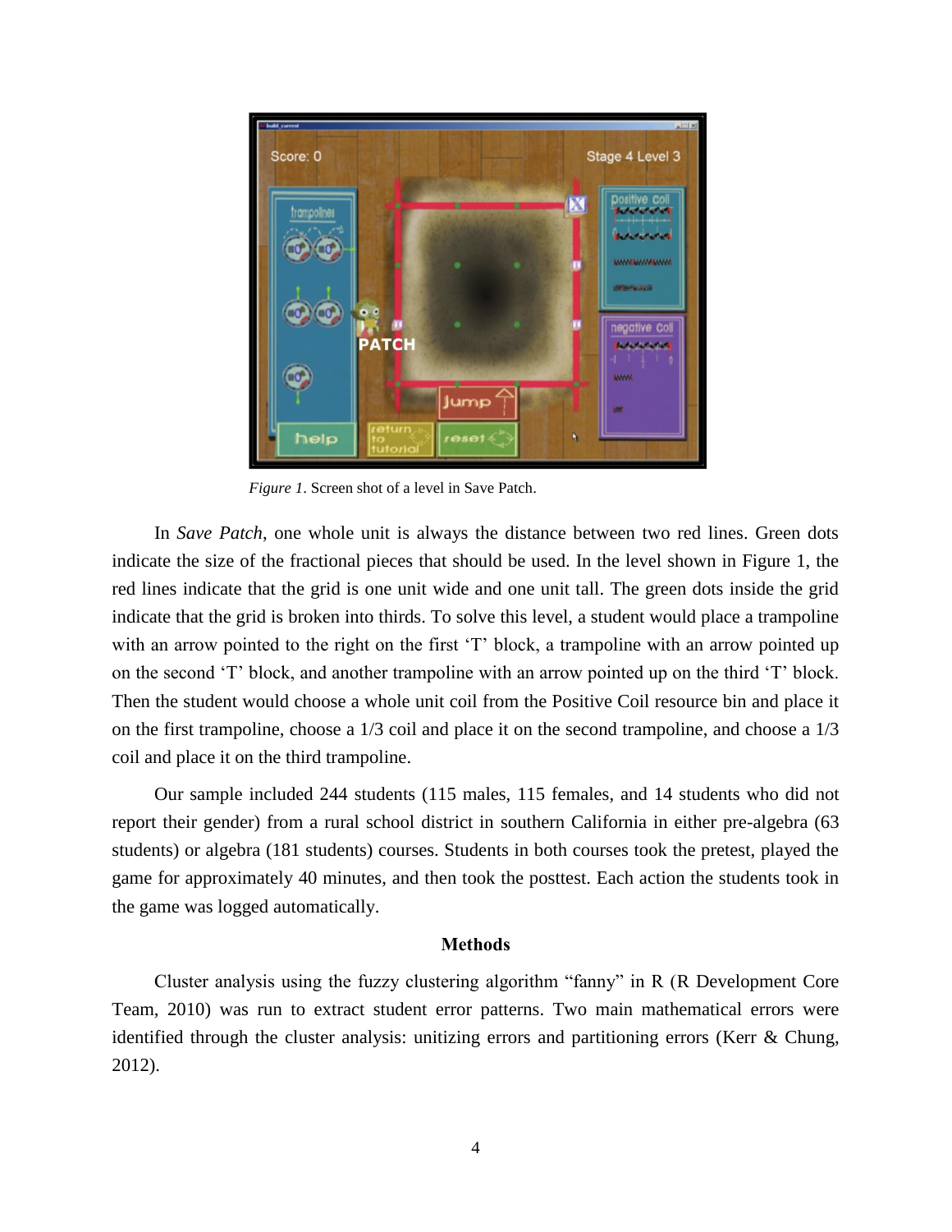*Figure 1*. Screen shot of a level in Save Patch.

In *Save Patch*, one whole unit is always the distance between two red lines. Green dots indicate the size of the fractional pieces that should be used. In the level shown in Figure 1, the red lines indicate that the grid is one unit wide and one unit tall. The green dots inside the grid indicate that the grid is broken into thirds. To solve this level, a student would place a trampoline with an arrow pointed to the right on the first 'T' block, a trampoline with an arrow pointed up on the second 'T' block, and another trampoline with an arrow pointed up on the third 'T' block. Then the student would choose a whole unit coil from the Positive Coil resource bin and place it on the first trampoline, choose a 1/3 coil and place it on the second trampoline, and choose a 1/3 coil and place it on the third trampoline.

Our sample included 244 students (115 males, 115 females, and 14 students who did not report their gender) from a rural school district in southern California in either pre-algebra (63 students) or algebra (181 students) courses. Students in both courses took the pretest, played the game for approximately 40 minutes, and then took the posttest. Each action the students took in the game was logged automatically.

## Methods

Cluster analysis using the fuzzy clustering algorithm "fanny" in R (R Development Core Team, 2010) was run to extract student error patterns. Two main mathematical errors were identified through the cluster analysis: unitizing errors and partitioning errors (Kerr & Chung, 2012).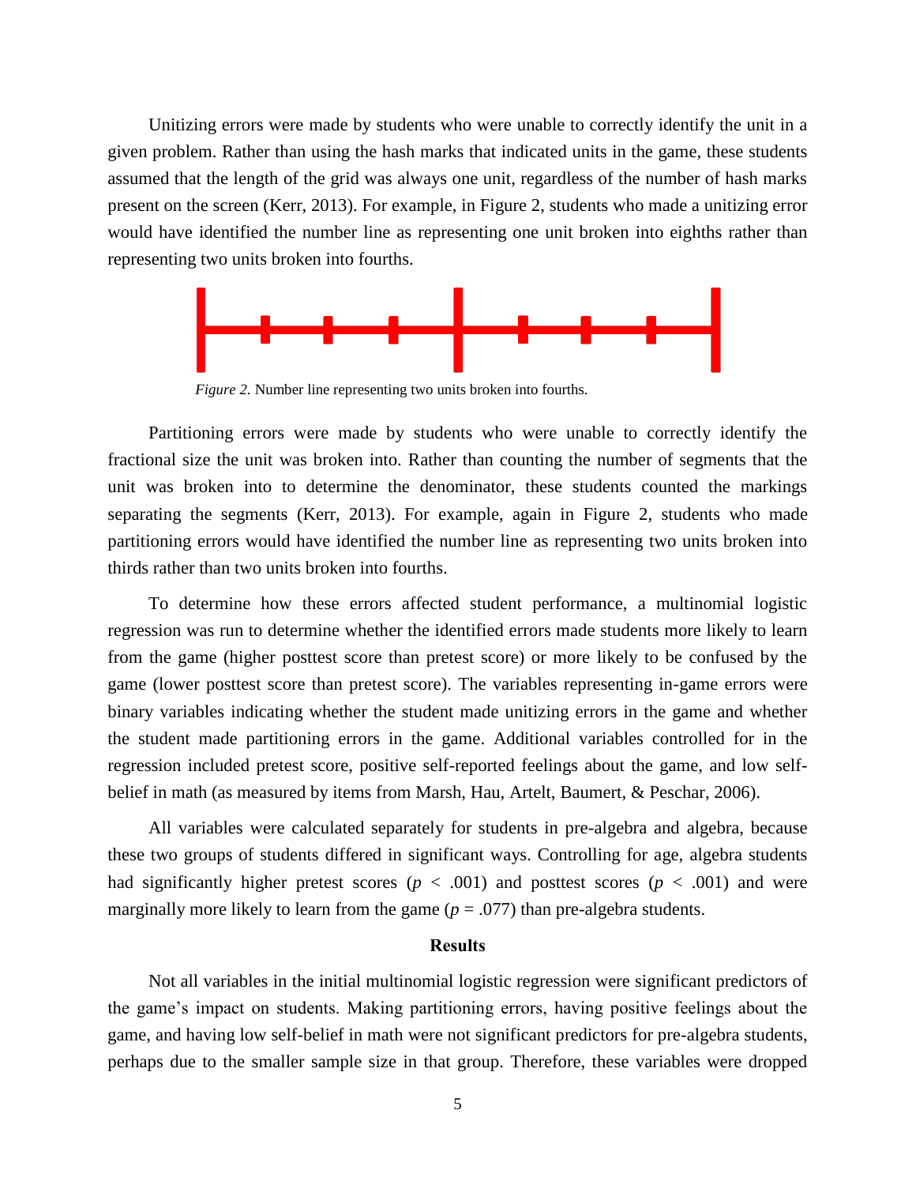Unitizing errors were made by students who were unable to correctly identify the unit in a given problem. Rather than using the hash marks that indicated units in the game, these students assumed that the length of the grid was always one unit, regardless of the number of hash marks present on the screen (Kerr, 2013). For example, in Figure 2, students who made a unitizing error would have identified the number line as representing one unit broken into eighths rather than representing two units broken into fourths.

*Figure 2.* Number line representing two units broken into fourths.

Partitioning errors were made by students who were unable to correctly identify the fractional size the unit was broken into. Rather than counting the number of segments that the unit was broken into to determine the denominator, these students counted the markings separating the segments (Kerr, 2013). For example, again in Figure 2, students who made partitioning errors would have identified the number line as representing two units broken into thirds rather than two units broken into fourths.

To determine how these errors affected student performance, a multinomial logistic regression was run to determine whether the identified errors made students more likely to learn from the game (higher posttest score than pretest score) or more likely to be confused by the game (lower posttest score than pretest score). The variables representing in-game errors were binary variables indicating whether the student made unitizing errors in the game and whether the student made partitioning errors in the game. Additional variables controlled for in the regression included pretest score, positive self-reported feelings about the game, and low self-belief in math (as measured by items from Marsh, Hau, Artelt, Baumert, & Peschar, 2006).

All variables were calculated separately for students in pre-algebra and algebra, because these two groups of students differed in significant ways. Controlling for age, algebra students had significantly higher pretest scores ($p < .001$) and posttest scores ($p < .001$) and were marginally more likely to learn from the game ($p = .077$) than pre-algebra students.

## Results

Not all variables in the initial multinomial logistic regression were significant predictors of the game's impact on students. Making partitioning errors, having positive feelings about the game, and having low self-belief in math were not significant predictors for pre-algebra students, perhaps due to the smaller sample size in that group. Therefore, these variables were dropped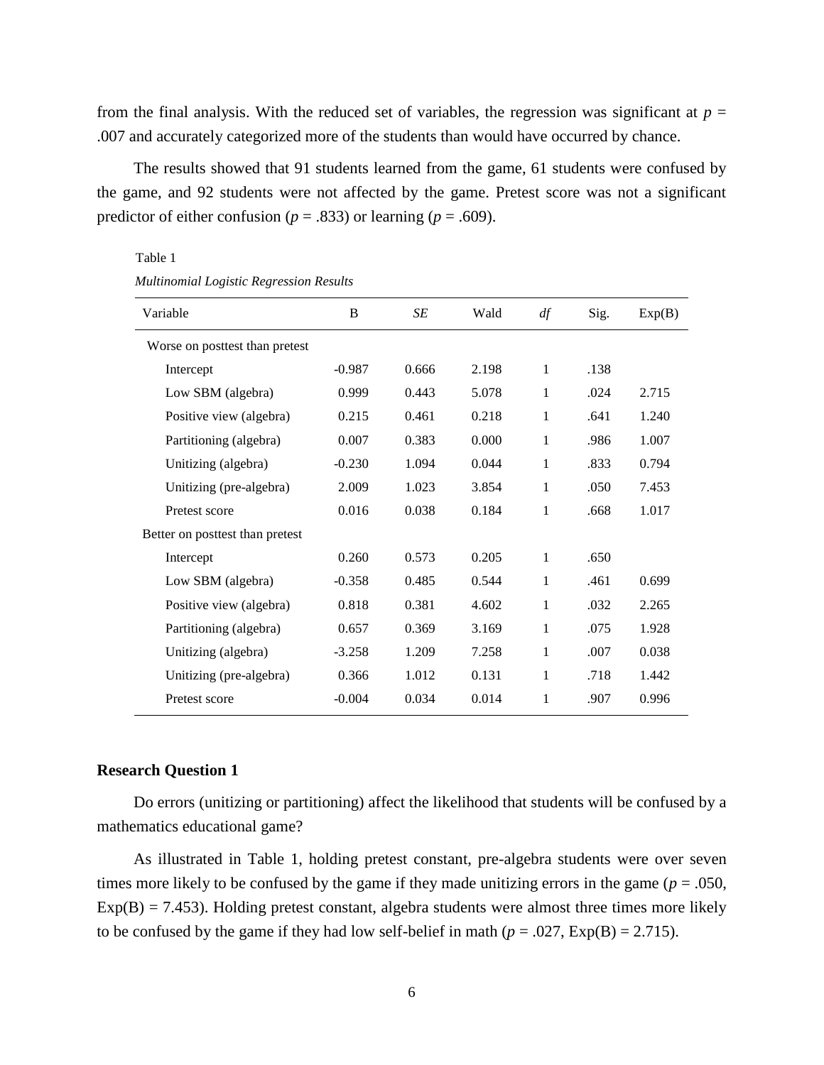from the final analysis. With the reduced set of variables, the regression was significant at $p = .007$ and accurately categorized more of the students than would have occurred by chance.

The results showed that 91 students learned from the game, 61 students were confused by the game, and 92 students were not affected by the game. Pretest score was not a significant predictor of either confusion ($p = .833$) or learning ($p = .609$).

Table 1

*Multinomial Logistic Regression Results*

| Variable | B | *SE* | Wald | *df* | Sig. | Exp(B) |
|---|---|---|---|---|---|---|
| Worse on posttest than pretest | | | | | | |
| Intercept | -0.987 | 0.666 | 2.198 | 1 | .138 | |
| Low SBM (algebra) | 0.999 | 0.443 | 5.078 | 1 | .024 | 2.715 |
| Positive view (algebra) | 0.215 | 0.461 | 0.218 | 1 | .641 | 1.240 |
| Partitioning (algebra) | 0.007 | 0.383 | 0.000 | 1 | .986 | 1.007 |
| Unitizing (algebra) | -0.230 | 1.094 | 0.044 | 1 | .833 | 0.794 |
| Unitizing (pre-algebra) | 2.009 | 1.023 | 3.854 | 1 | .050 | 7.453 |
| Pretest score | 0.016 | 0.038 | 0.184 | 1 | .668 | 1.017 |
| Better on posttest than pretest | | | | | | |
| Intercept | 0.260 | 0.573 | 0.205 | 1 | .650 | |
| Low SBM (algebra) | -0.358 | 0.485 | 0.544 | 1 | .461 | 0.699 |
| Positive view (algebra) | 0.818 | 0.381 | 4.602 | 1 | .032 | 2.265 |
| Partitioning (algebra) | 0.657 | 0.369 | 3.169 | 1 | .075 | 1.928 |
| Unitizing (algebra) | -3.258 | 1.209 | 7.258 | 1 | .007 | 0.038 |
| Unitizing (pre-algebra) | 0.366 | 1.012 | 0.131 | 1 | .718 | 1.442 |
| Pretest score | -0.004 | 0.034 | 0.014 | 1 | .907 | 0.996 |

### Research Question 1

Do errors (unitizing or partitioning) affect the likelihood that students will be confused by a mathematics educational game?

As illustrated in Table 1, holding pretest constant, pre-algebra students were over seven times more likely to be confused by the game if they made unitizing errors in the game ($p = .050$, $\text{Exp(B)} = 7.453$). Holding pretest constant, algebra students were almost three times more likely to be confused by the game if they had low self-belief in math ($p = .027$, $\text{Exp(B)} = 2.715$).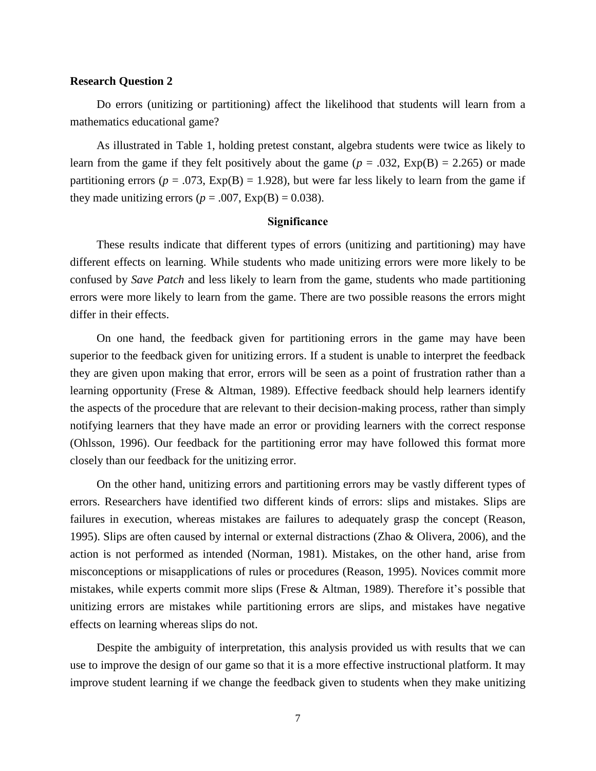**Research Question 2**

Do errors (unitizing or partitioning) affect the likelihood that students will learn from a mathematics educational game?

As illustrated in Table 1, holding pretest constant, algebra students were twice as likely to learn from the game if they felt positively about the game ($p = .032$, Exp(B) = 2.265) or made partitioning errors ($p = .073$, Exp(B) = 1.928), but were far less likely to learn from the game if they made unitizing errors ($p = .007$, Exp(B) = 0.038).

## Significance

These results indicate that different types of errors (unitizing and partitioning) may have different effects on learning. While students who made unitizing errors were more likely to be confused by *Save Patch* and less likely to learn from the game, students who made partitioning errors were more likely to learn from the game. There are two possible reasons the errors might differ in their effects.

On one hand, the feedback given for partitioning errors in the game may have been superior to the feedback given for unitizing errors. If a student is unable to interpret the feedback they are given upon making that error, errors will be seen as a point of frustration rather than a learning opportunity (Frese & Altman, 1989). Effective feedback should help learners identify the aspects of the procedure that are relevant to their decision-making process, rather than simply notifying learners that they have made an error or providing learners with the correct response (Ohlsson, 1996). Our feedback for the partitioning error may have followed this format more closely than our feedback for the unitizing error.

On the other hand, unitizing errors and partitioning errors may be vastly different types of errors. Researchers have identified two different kinds of errors: slips and mistakes. Slips are failures in execution, whereas mistakes are failures to adequately grasp the concept (Reason, 1995). Slips are often caused by internal or external distractions (Zhao & Olivera, 2006), and the action is not performed as intended (Norman, 1981). Mistakes, on the other hand, arise from misconceptions or misapplications of rules or procedures (Reason, 1995). Novices commit more mistakes, while experts commit more slips (Frese & Altman, 1989). Therefore it's possible that unitizing errors are mistakes while partitioning errors are slips, and mistakes have negative effects on learning whereas slips do not.

Despite the ambiguity of interpretation, this analysis provided us with results that we can use to improve the design of our game so that it is a more effective instructional platform. It may improve student learning if we change the feedback given to students when they make unitizing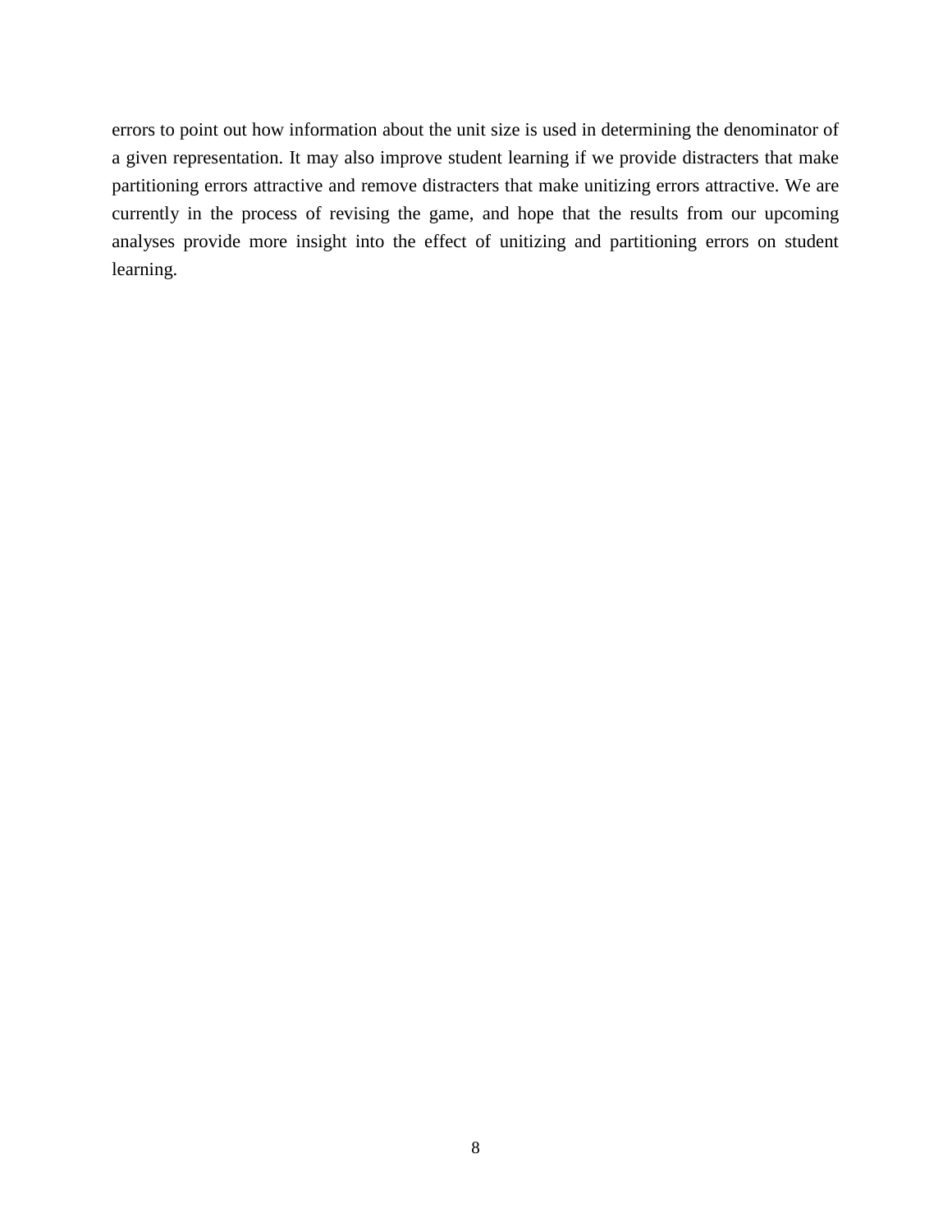errors to point out how information about the unit size is used in determining the denominator of a given representation. It may also improve student learning if we provide distracters that make partitioning errors attractive and remove distracters that make unitizing errors attractive. We are currently in the process of revising the game, and hope that the results from our upcoming analyses provide more insight into the effect of unitizing and partitioning errors on student learning.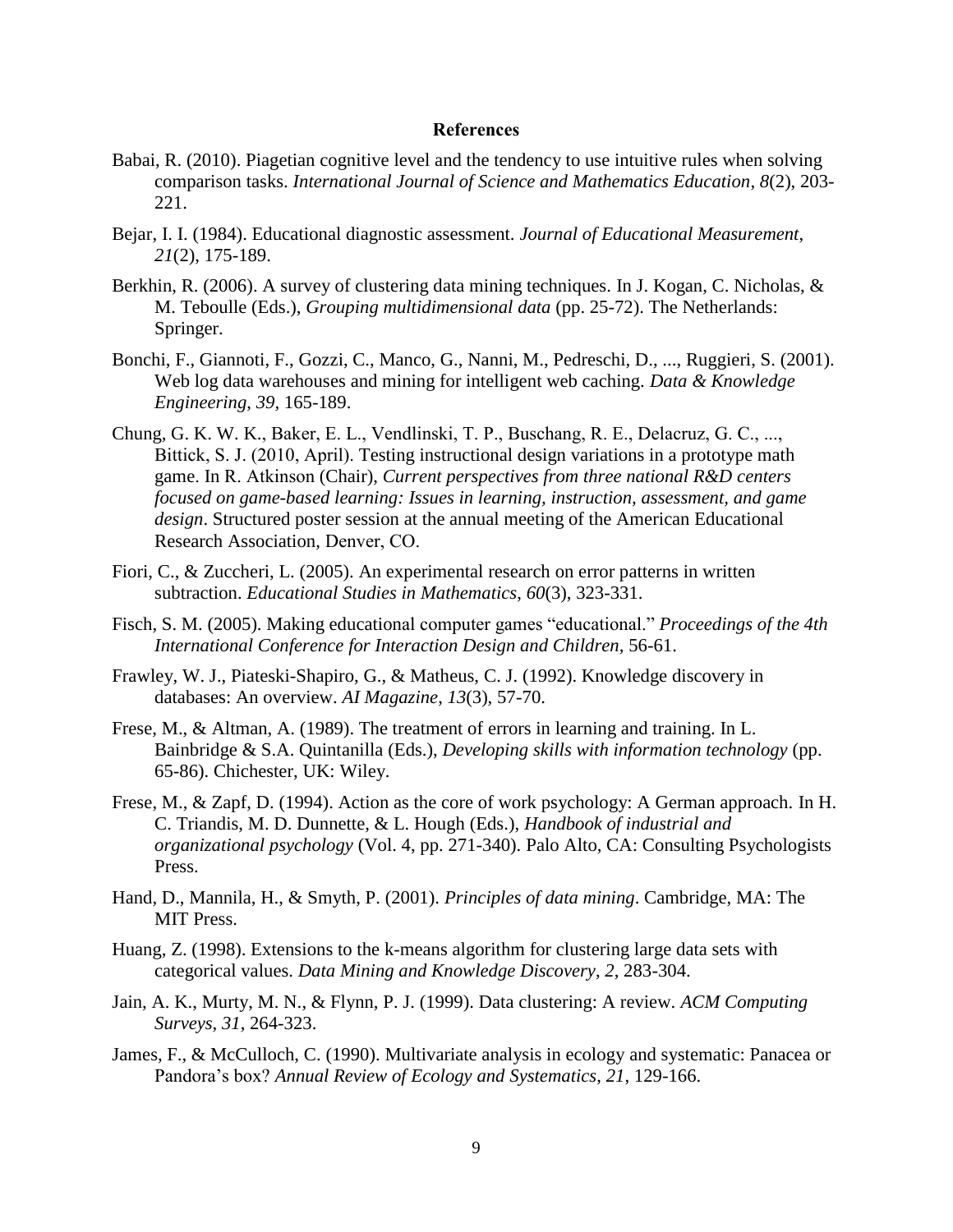# References

Babai, R. (2010). Piagetian cognitive level and the tendency to use intuitive rules when solving comparison tasks. *International Journal of Science and Mathematics Education*, *8*(2), 203-221.

Bejar, I. I. (1984). Educational diagnostic assessment. *Journal of Educational Measurement, 21*(2), 175-189.

Berkhin, R. (2006). A survey of clustering data mining techniques. In J. Kogan, C. Nicholas, & M. Teboulle (Eds.), *Grouping multidimensional data* (pp. 25-72). The Netherlands: Springer.

Bonchi, F., Giannoti, F., Gozzi, C., Manco, G., Nanni, M., Pedreschi, D., ..., Ruggieri, S. (2001). Web log data warehouses and mining for intelligent web caching. *Data & Knowledge Engineering*, *39*, 165-189.

Chung, G. K. W. K., Baker, E. L., Vendlinski, T. P., Buschang, R. E., Delacruz, G. C., ..., Bittick, S. J. (2010, April). Testing instructional design variations in a prototype math game. In R. Atkinson (Chair), *Current perspectives from three national R&D centers focused on game-based learning: Issues in learning, instruction, assessment, and game design*. Structured poster session at the annual meeting of the American Educational Research Association, Denver, CO.

Fiori, C., & Zuccheri, L. (2005). An experimental research on error patterns in written subtraction. *Educational Studies in Mathematics*, *60*(3), 323-331.

Fisch, S. M. (2005). Making educational computer games "educational." *Proceedings of the 4th International Conference for Interaction Design and Children,* 56-61.

Frawley, W. J., Piateski-Shapiro, G., & Matheus, C. J. (1992). Knowledge discovery in databases: An overview. *AI Magazine*, *13*(3), 57-70.

Frese, M., & Altman, A. (1989). The treatment of errors in learning and training. In L. Bainbridge & S.A. Quintanilla (Eds.), *Developing skills with information technology* (pp. 65-86). Chichester, UK: Wiley.

Frese, M., & Zapf, D. (1994). Action as the core of work psychology: A German approach. In H. C. Triandis, M. D. Dunnette, & L. Hough (Eds.), *Handbook of industrial and organizational psychology* (Vol. 4, pp. 271-340). Palo Alto, CA: Consulting Psychologists Press.

Hand, D., Mannila, H., & Smyth, P. (2001). *Principles of data mining*. Cambridge, MA: The MIT Press.

Huang, Z. (1998). Extensions to the k-means algorithm for clustering large data sets with categorical values. *Data Mining and Knowledge Discovery*, *2*, 283-304.

Jain, A. K., Murty, M. N., & Flynn, P. J. (1999). Data clustering: A review. *ACM Computing Surveys*, *31*, 264-323.

James, F., & McCulloch, C. (1990). Multivariate analysis in ecology and systematic: Panacea or Pandora's box? *Annual Review of Ecology and Systematics*, *21*, 129-166.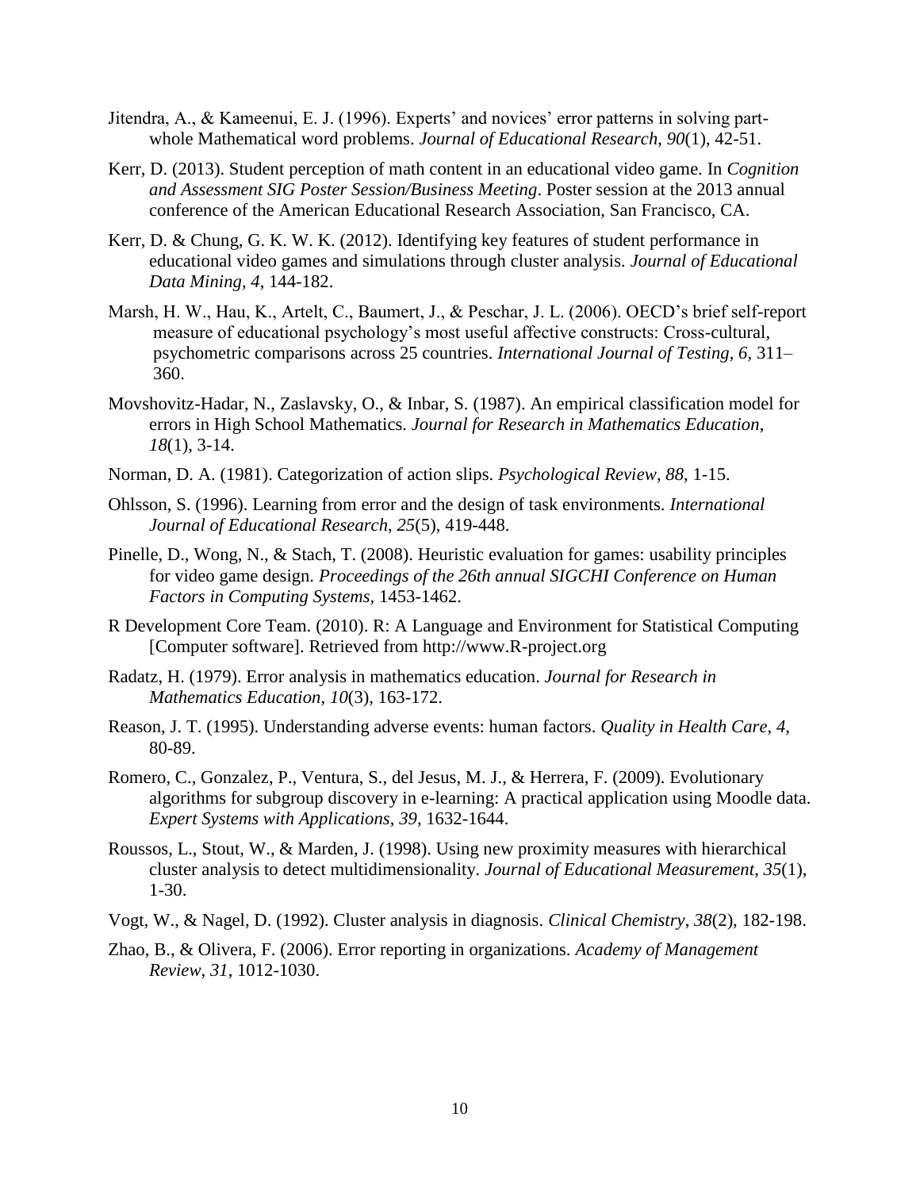Jitendra, A., & Kameenui, E. J. (1996). Experts' and novices' error patterns in solving part-whole Mathematical word problems. *Journal of Educational Research, 90*(1), 42-51.

Kerr, D. (2013). Student perception of math content in an educational video game. In *Cognition and Assessment SIG Poster Session/Business Meeting*. Poster session at the 2013 annual conference of the American Educational Research Association, San Francisco, CA.

Kerr, D. & Chung, G. K. W. K. (2012). Identifying key features of student performance in educational video games and simulations through cluster analysis. *Journal of Educational Data Mining, 4*, 144-182.

Marsh, H. W., Hau, K., Artelt, C., Baumert, J., & Peschar, J. L. (2006). OECD's brief self-report measure of educational psychology's most useful affective constructs: Cross-cultural, psychometric comparisons across 25 countries. *International Journal of Testing, 6*, 311–360.

Movshovitz-Hadar, N., Zaslavsky, O., & Inbar, S. (1987). An empirical classification model for errors in High School Mathematics. *Journal for Research in Mathematics Education*, *18*(1), 3-14.

Norman, D. A. (1981). Categorization of action slips. *Psychological Review*, *88*, 1-15.

Ohlsson, S. (1996). Learning from error and the design of task environments. *International Journal of Educational Research*, *25*(5), 419-448.

Pinelle, D., Wong, N., & Stach, T. (2008). Heuristic evaluation for games: usability principles for video game design. *Proceedings of the 26th annual SIGCHI Conference on Human Factors in Computing Systems*, 1453-1462.

R Development Core Team. (2010). R: A Language and Environment for Statistical Computing [Computer software]. Retrieved from http://www.R-project.org

Radatz, H. (1979). Error analysis in mathematics education. *Journal for Research in Mathematics Education*, *10*(3), 163-172.

Reason, J. T. (1995). Understanding adverse events: human factors. *Quality in Health Care*, *4*, 80-89.

Romero, C., Gonzalez, P., Ventura, S., del Jesus, M. J., & Herrera, F. (2009). Evolutionary algorithms for subgroup discovery in e-learning: A practical application using Moodle data. *Expert Systems with Applications*, *39*, 1632-1644.

Roussos, L., Stout, W., & Marden, J. (1998). Using new proximity measures with hierarchical cluster analysis to detect multidimensionality. *Journal of Educational Measurement*, *35*(1), 1-30.

Vogt, W., & Nagel, D. (1992). Cluster analysis in diagnosis. *Clinical Chemistry*, *38*(2), 182-198.

Zhao, B., & Olivera, F. (2006). Error reporting in organizations. *Academy of Management Review*, *31*, 1012-1030.